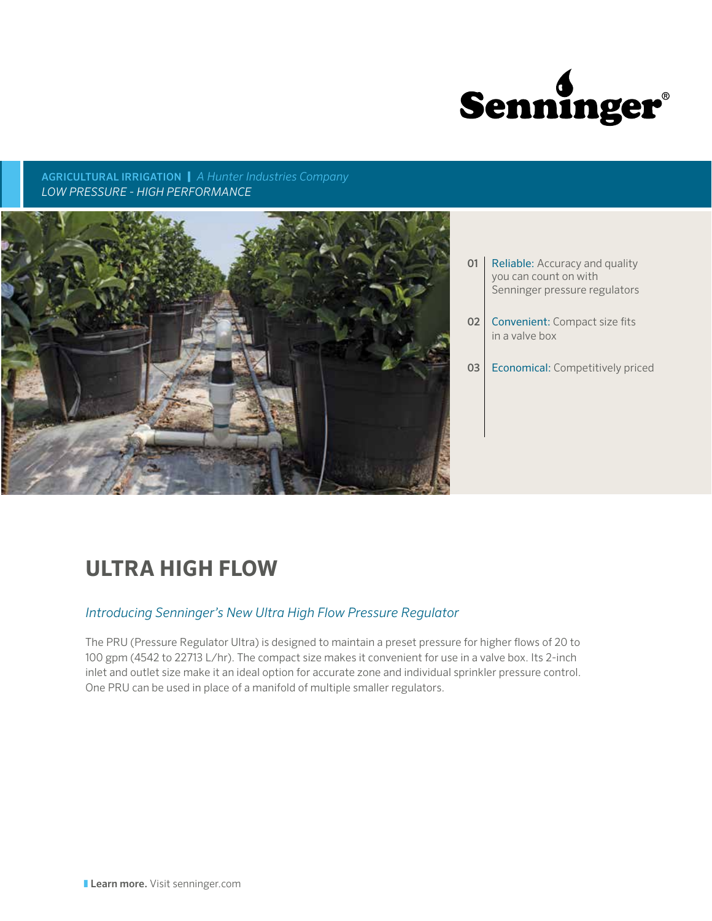Senninger®

AGRICULTURAL IRRIGATION | *A Hunter Industries Company*

*LOW PRESSURE - HIGH PERFORMANCE*

01 Reliable: Accuracy and quality you can count on with Senninger pressure regulators

02 Convenient: Compact size fits in a valve box

03 Economical: Competitively priced

# ULTRA HIGH FLOW

*Introducing Senninger's New Ultra High Flow Pressure Regulator*

The PRU (Pressure Regulator Ultra) is designed to maintain a preset pressure for higher flows of 20 to 100 gpm (4542 to 22713 L/hr). The compact size makes it convenient for use in a valve box. Its 2-inch inlet and outlet size make it an ideal option for accurate zone and individual sprinkler pressure control. One PRU can be used in place of a manifold of multiple smaller regulators.

**Learn more.** Visit senninger.com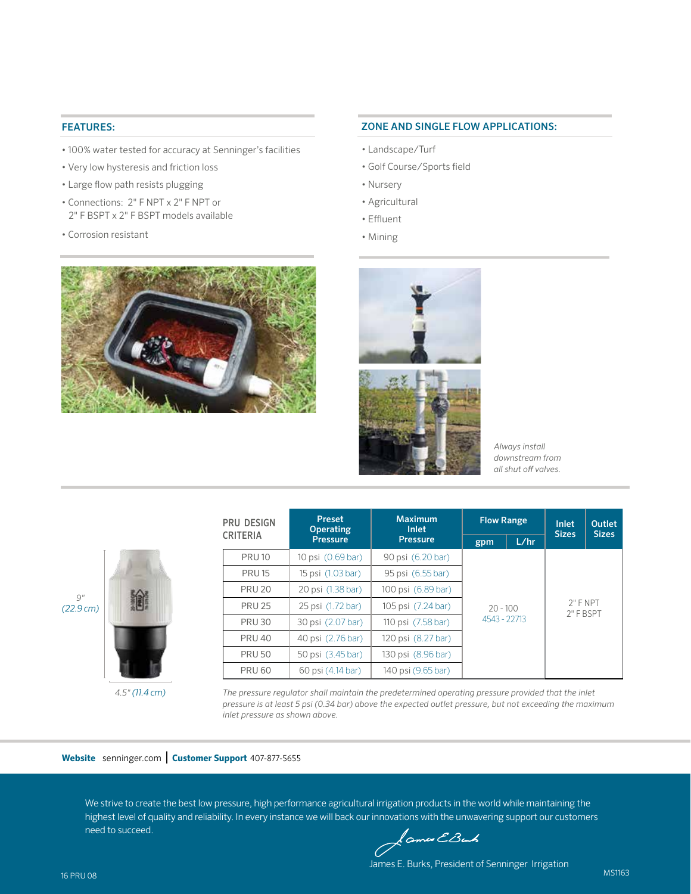## FEATURES:

- 100% water tested for accuracy at Senninger's facilities
- Very low hysteresis and friction loss
- Large flow path resists plugging
- Connections: 2" F NPT x 2" F NPT or 2" F BSPT x 2" F BSPT models available
- Corrosion resistant

## ZONE AND SINGLE FLOW APPLICATIONS:

- Landscape/Turf
- Golf Course/Sports field
- Nursery
- Agricultural
- Effluent
- Mining

*Always install downstream from all shut off valves.*

9" *(22.9 cm)*

4.5" *(11.4 cm)*

| PRU DESIGN CRITERIA | Preset Operating Pressure | Maximum Inlet Pressure | Flow Range | | Inlet Sizes | Outlet Sizes |
|---|---|---|---|---|---|---|
| | | | gpm | L/hr | | |
| PRU 10 | 10 psi (0.69 bar) | 90 psi (6.20 bar) | 20 - 100 | 4543 - 22713 | 2" F NPT<br>2" F BSPT | |
| PRU 15 | 15 psi (1.03 bar) | 95 psi (6.55 bar) | | | | |
| PRU 20 | 20 psi (1.38 bar) | 100 psi (6.89 bar) | | | | |
| PRU 25 | 25 psi (1.72 bar) | 105 psi (7.24 bar) | | | | |
| PRU 30 | 30 psi (2.07 bar) | 110 psi (7.58 bar) | | | | |
| PRU 40 | 40 psi (2.76 bar) | 120 psi (8.27 bar) | | | | |
| PRU 50 | 50 psi (3.45 bar) | 130 psi (8.96 bar) | | | | |
| PRU 60 | 60 psi (4.14 bar) | 140 psi (9.65 bar) | | | | |

*The pressure regulator shall maintain the predetermined operating pressure provided that the inlet pressure is at least 5 psi (0.34 bar) above the expected outlet pressure, but not exceeding the maximum inlet pressure as shown above.*

**Website** senninger.com | **Customer Support** 407-877-5655

We strive to create the best low pressure, high performance agricultural irrigation products in the world while maintaining the highest level of quality and reliability. In every instance we will back our innovations with the unwavering support our customers need to succeed.

James E. Burks, President of Senninger Irrigation

16 PRU 08

MS1163